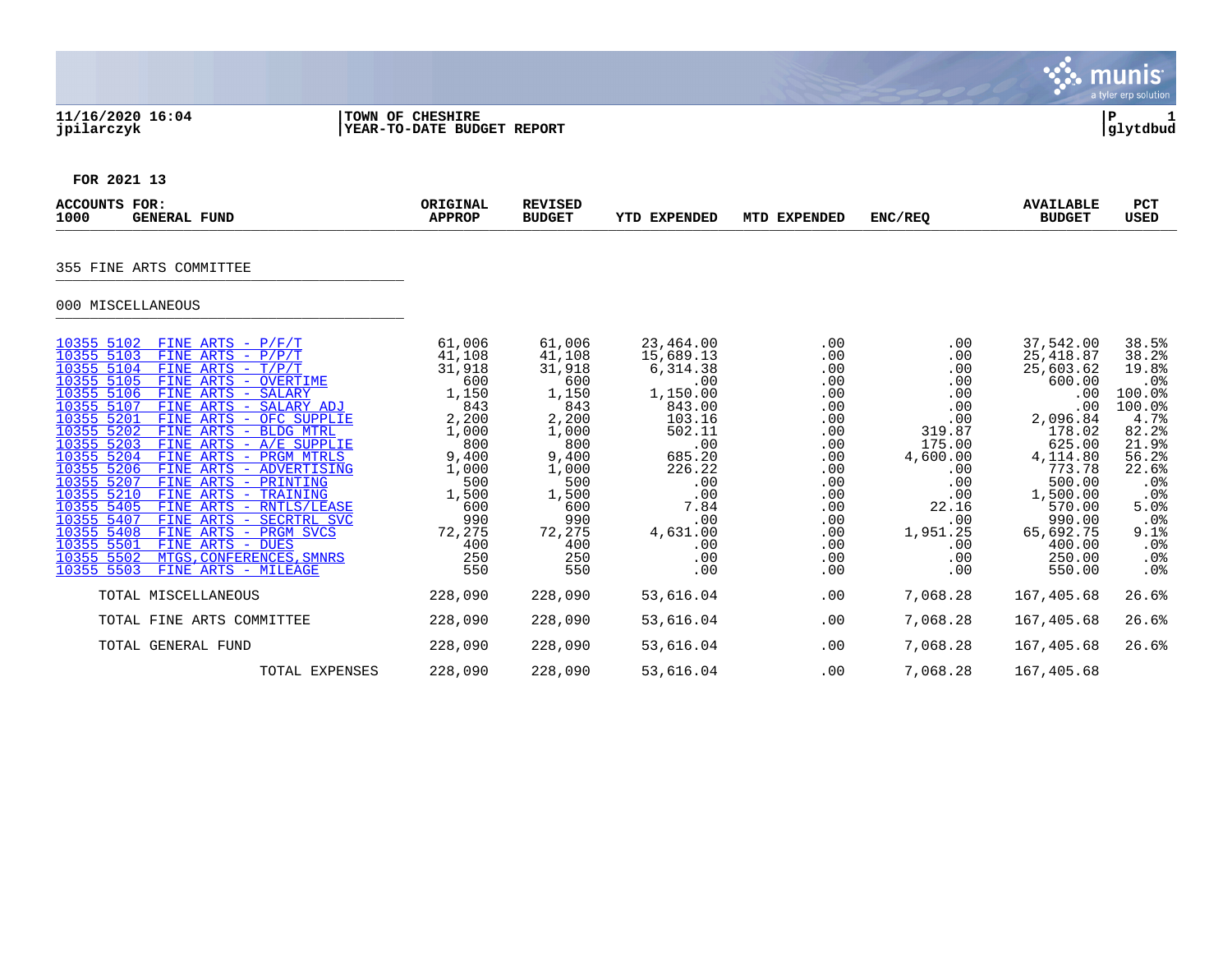11/16/2020 16:04
jpilarczyk

TOWN OF CHESHIRE
YEAR-TO-DATE BUDGET REPORT

P 1
glytdbud

FOR 2021 13

| ACCOUNTS FOR: 1000 GENERAL FUND | | ORIGINAL APPROP | REVISED BUDGET | YTD EXPENDED | MTD EXPENDED | ENC/REQ | AVAILABLE BUDGET | PCT USED |
|---|---|---|---|---|---|---|---|---|
| **355 FINE ARTS COMMITTEE** | | | | | | | | |
| **000 MISCELLANEOUS** | | | | | | | | |
| 10355 5102 | FINE ARTS - P/F/T | 61,006 | 61,006 | 23,464.00 | .00 | .00 | 37,542.00 | 38.5% |
| 10355 5103 | FINE ARTS - P/P/T | 41,108 | 41,108 | 15,689.13 | .00 | .00 | 25,418.87 | 38.2% |
| 10355 5104 | FINE ARTS - T/P/T | 31,918 | 31,918 | 6,314.38 | .00 | .00 | 25,603.62 | 19.8% |
| 10355 5105 | FINE ARTS - OVERTIME | 600 | 600 | .00 | .00 | .00 | 600.00 | .0% |
| 10355 5106 | FINE ARTS - SALARY | 1,150 | 1,150 | 1,150.00 | .00 | .00 | .00 | 100.0% |
| 10355 5107 | FINE ARTS - SALARY ADJ | 843 | 843 | 843.00 | .00 | .00 | .00 | 100.0% |
| 10355 5201 | FINE ARTS - OFC SUPPLIE | 2,200 | 2,200 | 103.16 | .00 | .00 | 2,096.84 | 4.7% |
| 10355 5202 | FINE ARTS - BLDG MTRL | 1,000 | 1,000 | 502.11 | .00 | 319.87 | 178.02 | 82.2% |
| 10355 5203 | FINE ARTS - A/E SUPPLIE | 800 | 800 | .00 | .00 | 175.00 | 625.00 | 21.9% |
| 10355 5204 | FINE ARTS - PRGM MTRLS | 9,400 | 9,400 | 685.20 | .00 | 4,600.00 | 4,114.80 | 56.2% |
| 10355 5206 | FINE ARTS - ADVERTISING | 1,000 | 1,000 | 226.22 | .00 | .00 | 773.78 | 22.6% |
| 10355 5207 | FINE ARTS - PRINTING | 500 | 500 | .00 | .00 | .00 | 500.00 | .0% |
| 10355 5210 | FINE ARTS - TRAINING | 1,500 | 1,500 | .00 | .00 | .00 | 1,500.00 | .0% |
| 10355 5405 | FINE ARTS - RNTLS/LEASE | 600 | 600 | 7.84 | .00 | 22.16 | 570.00 | 5.0% |
| 10355 5407 | FINE ARTS - SECRTRL SVC | 990 | 990 | .00 | .00 | .00 | 990.00 | .0% |
| 10355 5408 | FINE ARTS - PRGM SVCS | 72,275 | 72,275 | 4,631.00 | .00 | 1,951.25 | 65,692.75 | 9.1% |
| 10355 5501 | FINE ARTS - DUES | 400 | 400 | .00 | .00 | .00 | 400.00 | .0% |
| 10355 5502 | MTGS,CONFERENCES,SMNRS | 250 | 250 | .00 | .00 | .00 | 250.00 | .0% |
| 10355 5503 | FINE ARTS - MILEAGE | 550 | 550 | .00 | .00 | .00 | 550.00 | .0% |
| | TOTAL MISCELLANEOUS | 228,090 | 228,090 | 53,616.04 | .00 | 7,068.28 | 167,405.68 | 26.6% |
| | TOTAL FINE ARTS COMMITTEE | 228,090 | 228,090 | 53,616.04 | .00 | 7,068.28 | 167,405.68 | 26.6% |
| | TOTAL GENERAL FUND | 228,090 | 228,090 | 53,616.04 | .00 | 7,068.28 | 167,405.68 | 26.6% |
| | TOTAL EXPENSES | 228,090 | 228,090 | 53,616.04 | .00 | 7,068.28 | 167,405.68 | |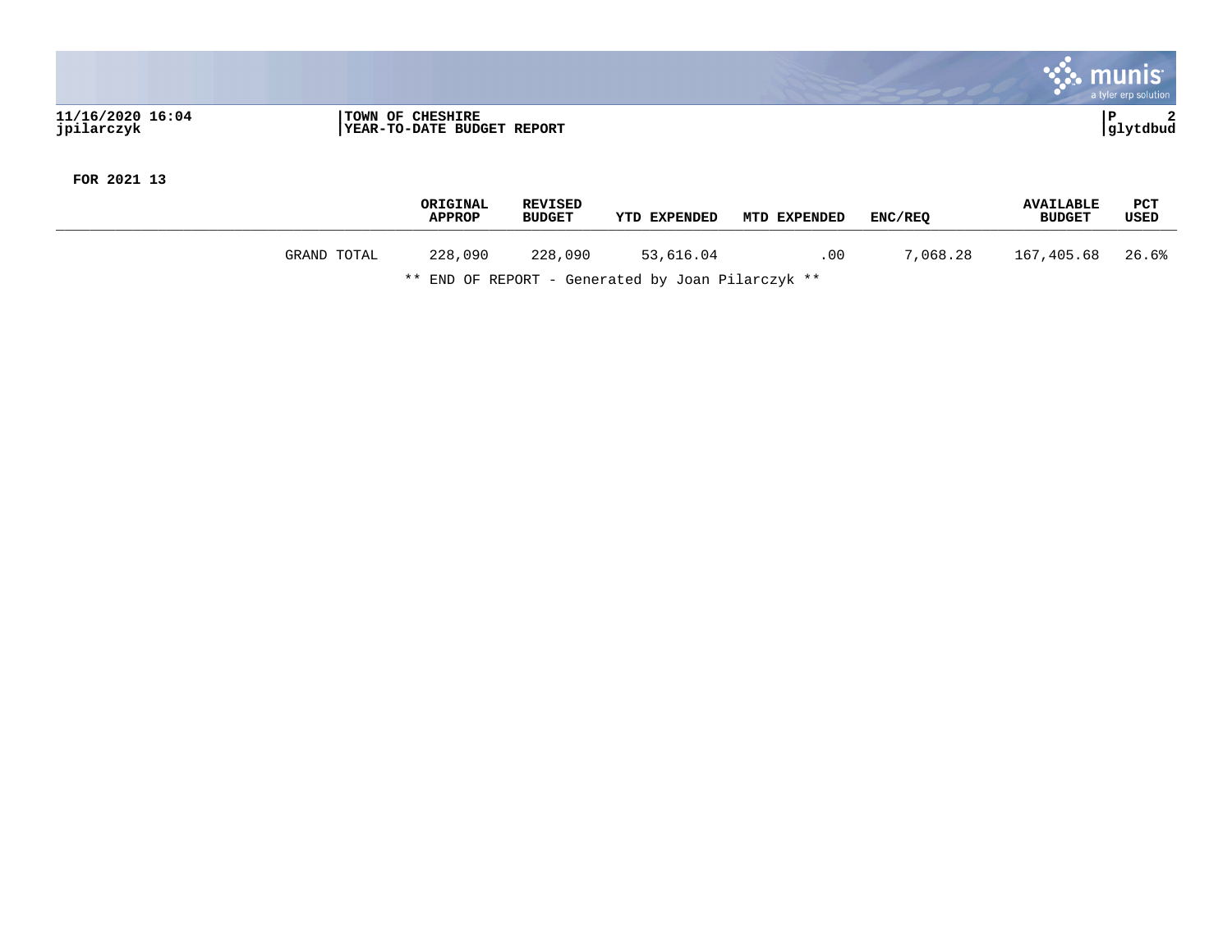11/16/2020 16:04 jpilarczyk | TOWN OF CHESHIRE | YEAR-TO-DATE BUDGET REPORT | P 2 glytdbud

**FOR 2021 13**

| | ORIGINAL APPROP | REVISED BUDGET | YTD EXPENDED | MTD EXPENDED | ENC/REQ | AVAILABLE BUDGET | PCT USED |
|---|---|---|---|---|---|---|---|
| GRAND TOTAL | 228,090 | 228,090 | 53,616.04 | .00 | 7,068.28 | 167,405.68 | 26.6% |

** END OF REPORT - Generated by Joan Pilarczyk **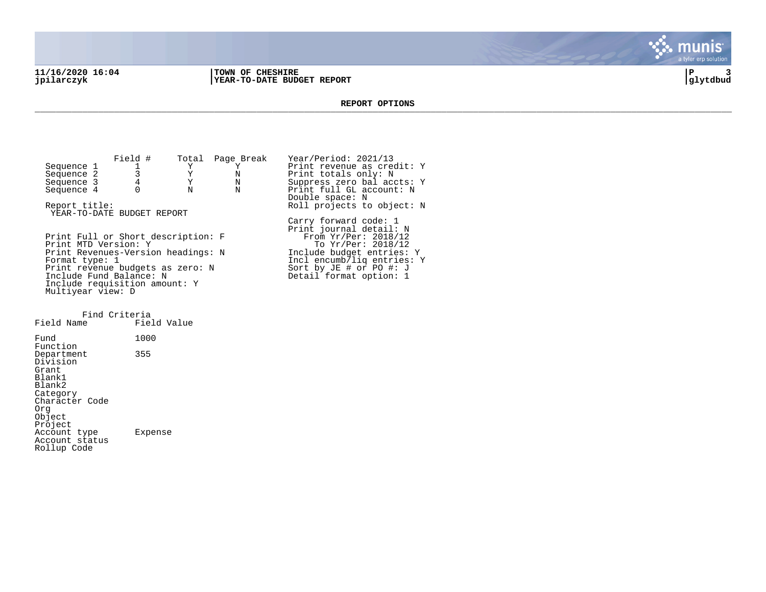11/16/2020 16:04 | TOWN OF CHESHIRE
jpilarczyk | YEAR-TO-DATE BUDGET REPORT
glytdbud

## REPORT OPTIONS

| | Field # | Total | Page Break |
|---|---|---|---|
| Sequence 1 | 1 | Y | Y |
| Sequence 2 | 3 | Y | N |
| Sequence 3 | 4 | Y | N |
| Sequence 4 | 0 | N | N |

Report title:
YEAR-TO-DATE BUDGET REPORT

Print Full or Short description: F
Print MTD Version: Y
Print Revenues-Version headings: N
Format type: 1
Print revenue budgets as zero: N
Include Fund Balance: N
Include requisition amount: Y
Multiyear view: D

Year/Period: 2021/13
Print revenue as credit: Y
Print totals only: N
Suppress zero bal accts: Y
Print full GL account: N
Double space: N
Roll projects to object: N

Carry forward code: 1
Print journal detail: N
From Yr/Per: 2018/12
To Yr/Per: 2018/12
Include budget entries: Y
Incl encumb/liq entries: Y
Sort by JE # or PO #: J
Detail format option: 1

Find Criteria

| Field Name | Field Value |
|---|---|
| Fund | 1000 |
| Function | |
| Department | 355 |
| Division | |
| Grant | |
| Blank1 | |
| Blank2 | |
| Category | |
| Character Code | |
| Org | |
| Object | |
| Project | |
| Account type | Expense |
| Account status | |
| Rollup Code | |